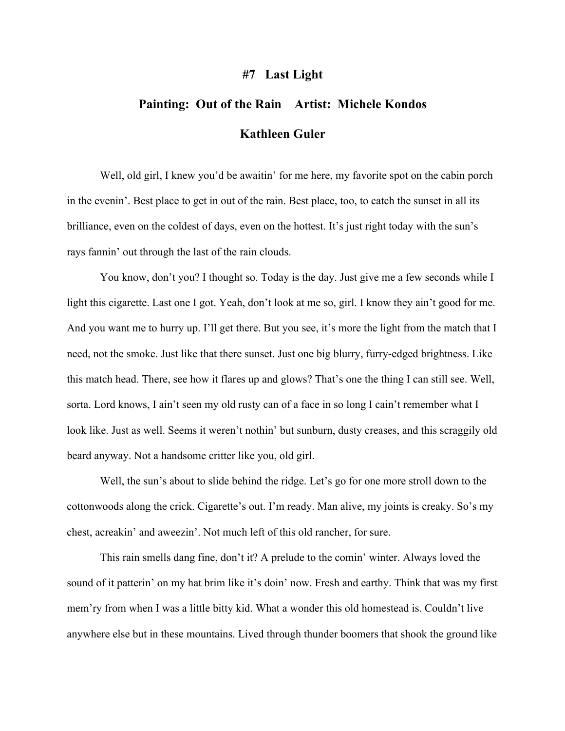# #7 Last Light

## Painting: Out of the Rain Artist: Michele Kondos

## Kathleen Guler

Well, old girl, I knew you'd be awaitin' for me here, my favorite spot on the cabin porch in the evenin'. Best place to get in out of the rain. Best place, too, to catch the sunset in all its brilliance, even on the coldest of days, even on the hottest. It's just right today with the sun's rays fannin' out through the last of the rain clouds.

You know, don't you? I thought so. Today is the day. Just give me a few seconds while I light this cigarette. Last one I got. Yeah, don't look at me so, girl. I know they ain't good for me. And you want me to hurry up. I'll get there. But you see, it's more the light from the match that I need, not the smoke. Just like that there sunset. Just one big blurry, furry-edged brightness. Like this match head. There, see how it flares up and glows? That's one the thing I can still see. Well, sorta. Lord knows, I ain't seen my old rusty can of a face in so long I cain't remember what I look like. Just as well. Seems it weren't nothin' but sunburn, dusty creases, and this scraggily old beard anyway. Not a handsome critter like you, old girl.

Well, the sun's about to slide behind the ridge. Let's go for one more stroll down to the cottonwoods along the crick. Cigarette's out. I'm ready. Man alive, my joints is creaky. So's my chest, acreakin' and aweezin'. Not much left of this old rancher, for sure.

This rain smells dang fine, don't it? A prelude to the comin' winter. Always loved the sound of it patterin' on my hat brim like it's doin' now. Fresh and earthy. Think that was my first mem'ry from when I was a little bitty kid. What a wonder this old homestead is. Couldn't live anywhere else but in these mountains. Lived through thunder boomers that shook the ground like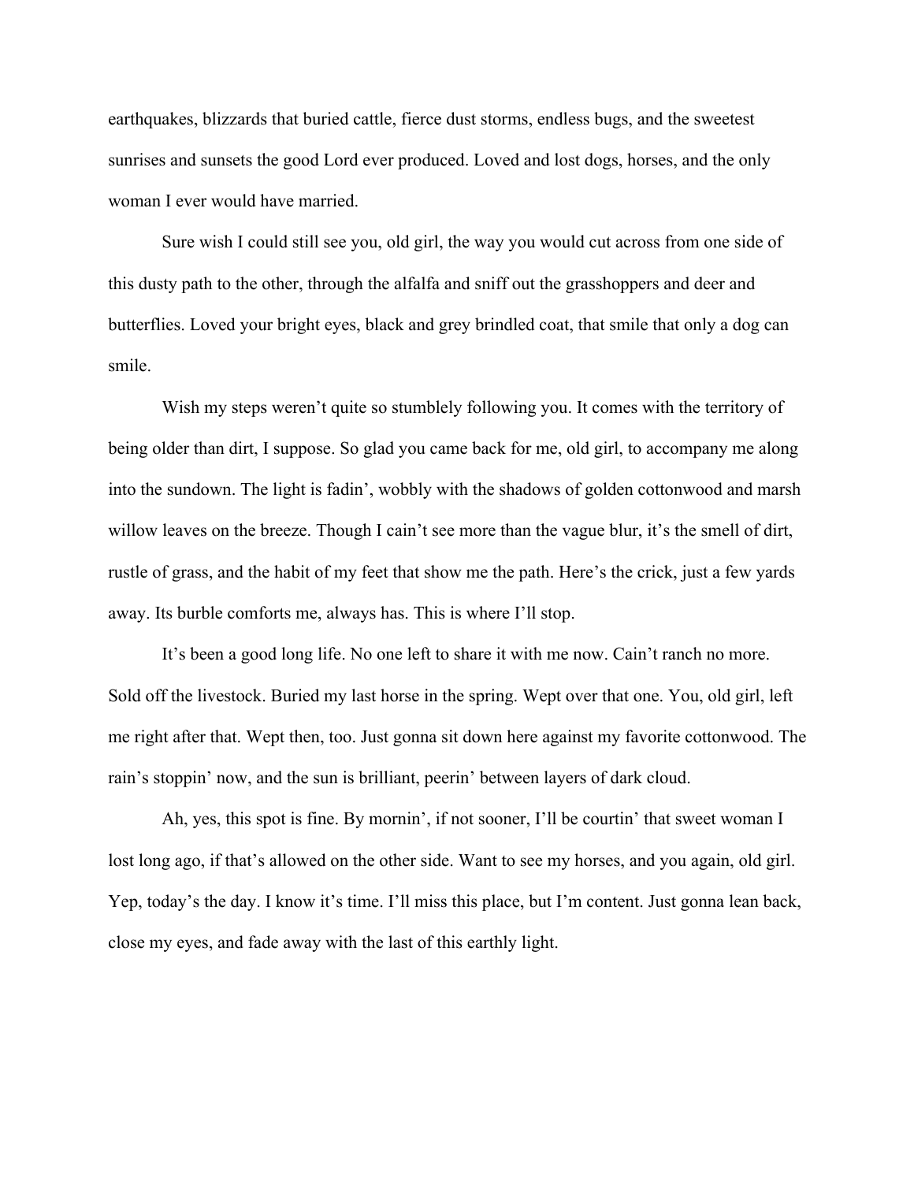earthquakes, blizzards that buried cattle, fierce dust storms, endless bugs, and the sweetest sunrises and sunsets the good Lord ever produced. Loved and lost dogs, horses, and the only woman I ever would have married.

Sure wish I could still see you, old girl, the way you would cut across from one side of this dusty path to the other, through the alfalfa and sniff out the grasshoppers and deer and butterflies. Loved your bright eyes, black and grey brindled coat, that smile that only a dog can smile.

Wish my steps weren't quite so stumblely following you. It comes with the territory of being older than dirt, I suppose. So glad you came back for me, old girl, to accompany me along into the sundown. The light is fadin', wobbly with the shadows of golden cottonwood and marsh willow leaves on the breeze. Though I cain't see more than the vague blur, it's the smell of dirt, rustle of grass, and the habit of my feet that show me the path. Here's the crick, just a few yards away. Its burble comforts me, always has. This is where I'll stop.

It's been a good long life. No one left to share it with me now. Cain't ranch no more. Sold off the livestock. Buried my last horse in the spring. Wept over that one. You, old girl, left me right after that. Wept then, too. Just gonna sit down here against my favorite cottonwood. The rain's stoppin' now, and the sun is brilliant, peerin' between layers of dark cloud.

Ah, yes, this spot is fine. By mornin', if not sooner, I'll be courtin' that sweet woman I lost long ago, if that's allowed on the other side. Want to see my horses, and you again, old girl. Yep, today's the day. I know it's time. I'll miss this place, but I'm content. Just gonna lean back, close my eyes, and fade away with the last of this earthly light.